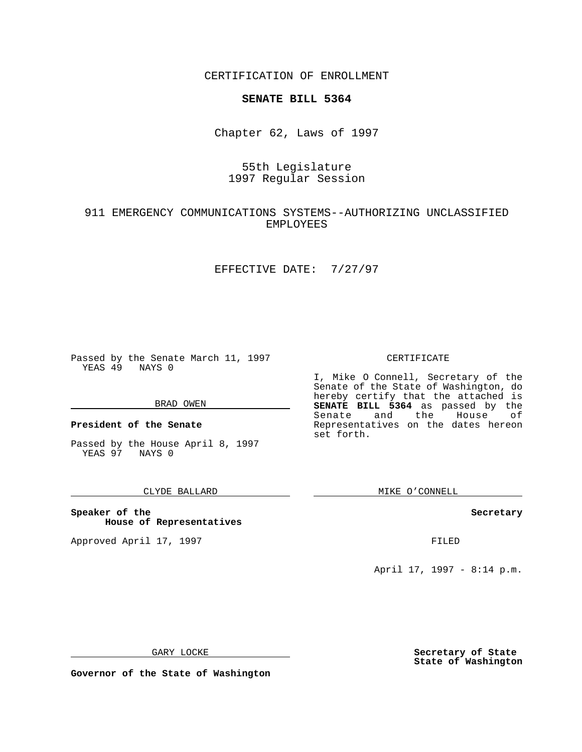CERTIFICATION OF ENROLLMENT

**SENATE BILL 5364**

Chapter 62, Laws of 1997

55th Legislature
1997 Regular Session

911 EMERGENCY COMMUNICATIONS SYSTEMS--AUTHORIZING UNCLASSIFIED EMPLOYEES

EFFECTIVE DATE: 7/27/97

Passed by the Senate March 11, 1997
YEAS 49 NAYS 0

BRAD OWEN

**President of the Senate**

Passed by the House April 8, 1997
YEAS 97 NAYS 0

CLYDE BALLARD

**Speaker of the House of Representatives**

Approved April 17, 1997

GARY LOCKE

**Governor of the State of Washington**

CERTIFICATE

I, Mike O Connell, Secretary of the Senate of the State of Washington, do hereby certify that the attached is **SENATE BILL 5364** as passed by the Senate and the House of Representatives on the dates hereon set forth.

MIKE O'CONNELL

**Secretary**

FILED

April 17, 1997 - 8:14 p.m.

**Secretary of State**
**State of Washington**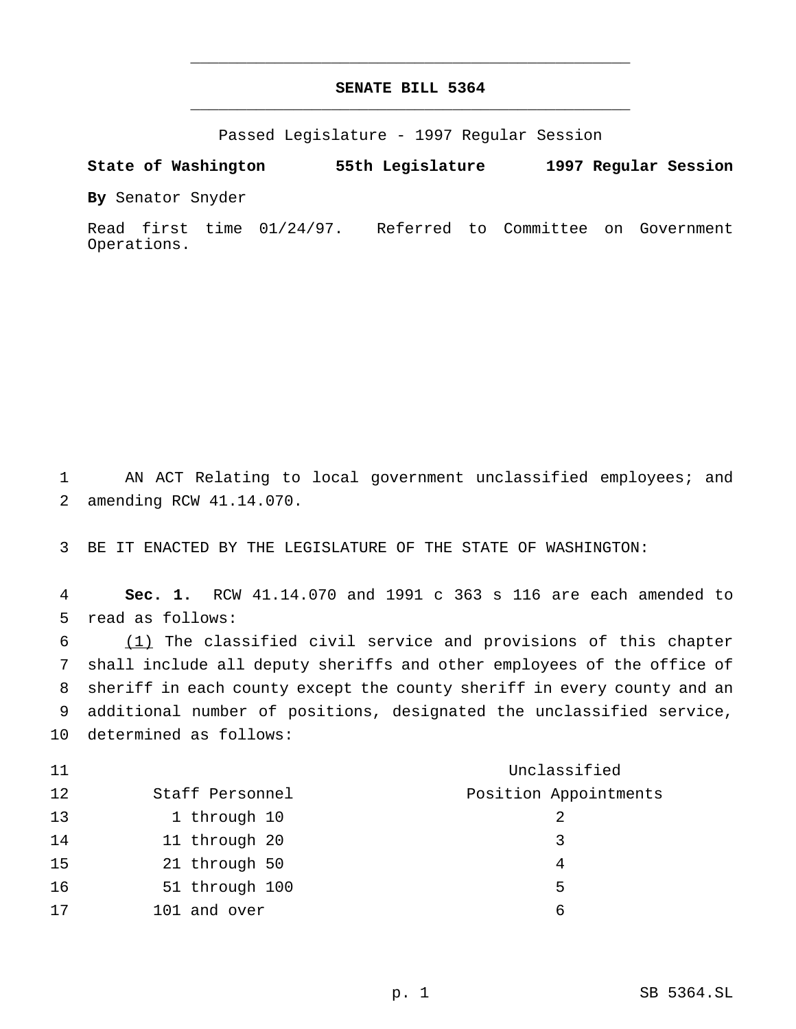**SENATE BILL 5364**

Passed Legislature - 1997 Regular Session

**State of Washington 55th Legislature 1997 Regular Session**

**By** Senator Snyder

Read first time 01/24/97. Referred to Committee on Government Operations.

AN ACT Relating to local government unclassified employees; and amending RCW 41.14.070.

BE IT ENACTED BY THE LEGISLATURE OF THE STATE OF WASHINGTON:

**Sec. 1.** RCW 41.14.070 and 1991 c 363 s 116 are each amended to read as follows:

<u>(1)</u> The classified civil service and provisions of this chapter shall include all deputy sheriffs and other employees of the office of sheriff in each county except the county sheriff in every county and an additional number of positions, designated the unclassified service, determined as follows:

| Staff Personnel | Unclassified Position Appointments |
|---|---|
| 1 through 10 | 2 |
| 11 through 20 | 3 |
| 21 through 50 | 4 |
| 51 through 100 | 5 |
| 101 and over | 6 |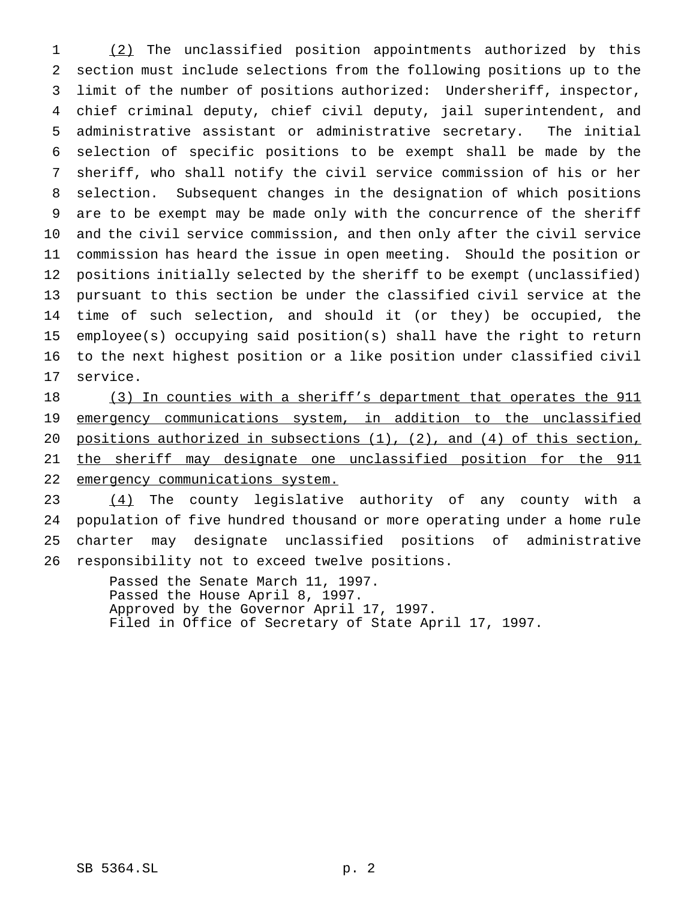(2) The unclassified position appointments authorized by this section must include selections from the following positions up to the limit of the number of positions authorized: Undersheriff, inspector, chief criminal deputy, chief civil deputy, jail superintendent, and administrative assistant or administrative secretary. The initial selection of specific positions to be exempt shall be made by the sheriff, who shall notify the civil service commission of his or her selection. Subsequent changes in the designation of which positions are to be exempt may be made only with the concurrence of the sheriff and the civil service commission, and then only after the civil service commission has heard the issue in open meeting. Should the position or positions initially selected by the sheriff to be exempt (unclassified) pursuant to this section be under the classified civil service at the time of such selection, and should it (or they) be occupied, the employee(s) occupying said position(s) shall have the right to return to the next highest position or a like position under classified civil service.

(3) In counties with a sheriff's department that operates the 911 emergency communications system, in addition to the unclassified positions authorized in subsections (1), (2), and (4) of this section, the sheriff may designate one unclassified position for the 911 emergency communications system.

(4) The county legislative authority of any county with a population of five hundred thousand or more operating under a home rule charter may designate unclassified positions of administrative responsibility not to exceed twelve positions.

Passed the Senate March 11, 1997.
Passed the House April 8, 1997.
Approved by the Governor April 17, 1997.
Filed in Office of Secretary of State April 17, 1997.